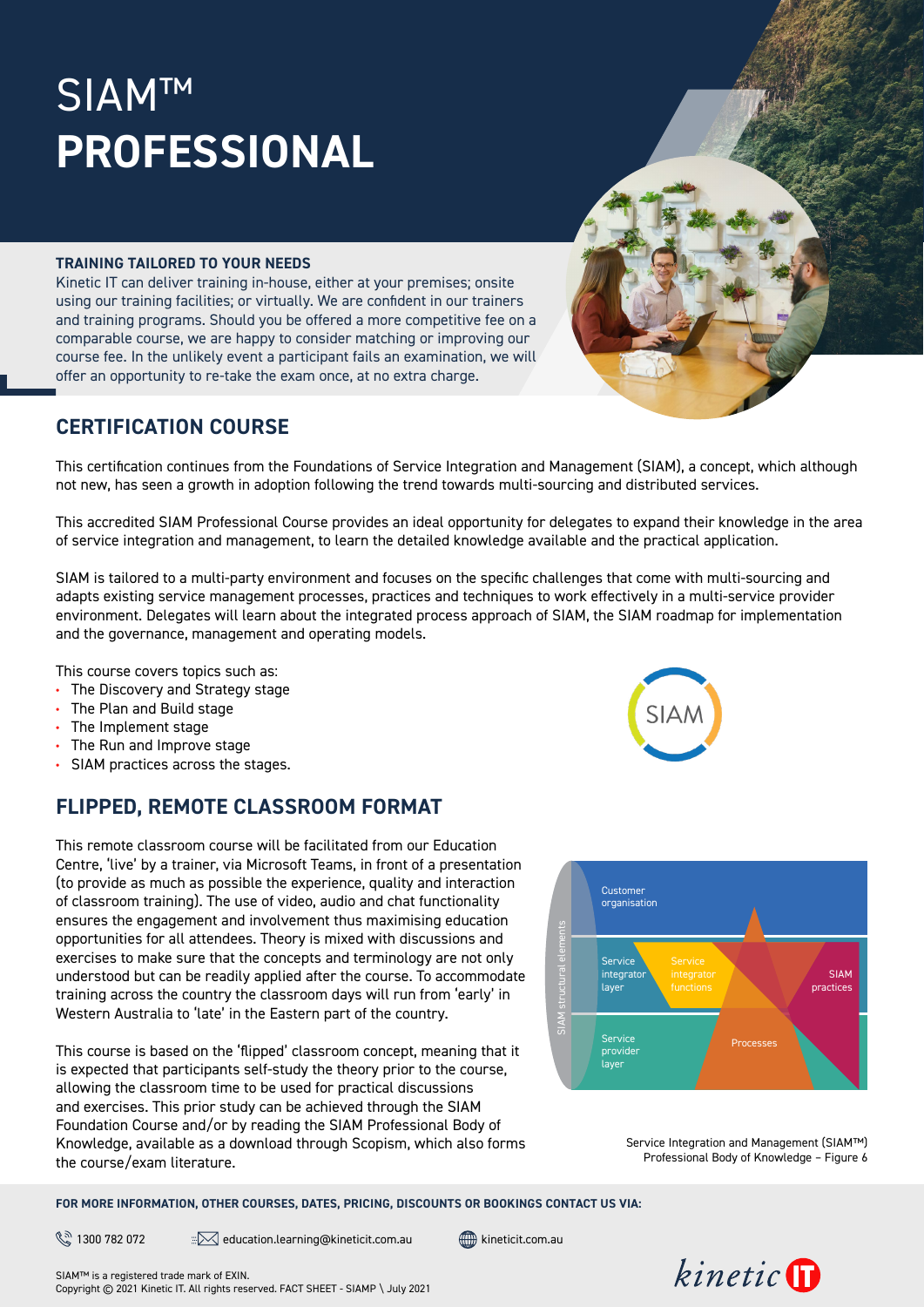# SIAM™ PROFESSIONAL

## TRAINING TAILORED TO YOUR NEEDS

Kinetic IT can deliver training in-house, either at your premises; onsite using our training facilities; or virtually. We are confident in our trainers and training programs. Should you be offered a more competitive fee on a comparable course, we are happy to consider matching or improving our course fee. In the unlikely event a participant fails an examination, we will offer an opportunity to re-take the exam once, at no extra charge.

## CERTIFICATION COURSE

This certification continues from the Foundations of Service Integration and Management (SIAM), a concept, which although not new, has seen a growth in adoption following the trend towards multi-sourcing and distributed services.

This accredited SIAM Professional Course provides an ideal opportunity for delegates to expand their knowledge in the area of service integration and management, to learn the detailed knowledge available and the practical application.

SIAM is tailored to a multi-party environment and focuses on the specific challenges that come with multi-sourcing and adapts existing service management processes, practices and techniques to work effectively in a multi-service provider environment. Delegates will learn about the integrated process approach of SIAM, the SIAM roadmap for implementation and the governance, management and operating models.

This course covers topics such as:

- The Discovery and Strategy stage
- The Plan and Build stage
- The Implement stage
- The Run and Improve stage
- SIAM practices across the stages.

## FLIPPED, REMOTE CLASSROOM FORMAT

This remote classroom course will be facilitated from our Education Centre, 'live' by a trainer, via Microsoft Teams, in front of a presentation (to provide as much as possible the experience, quality and interaction of classroom training). The use of video, audio and chat functionality ensures the engagement and involvement thus maximising education opportunities for all attendees. Theory is mixed with discussions and exercises to make sure that the concepts and terminology are not only understood but can be readily applied after the course. To accommodate training across the country the classroom days will run from 'early' in Western Australia to 'late' in the Eastern part of the country.

This course is based on the 'flipped' classroom concept, meaning that it is expected that participants self-study the theory prior to the course, allowing the classroom time to be used for practical discussions and exercises. This prior study can be achieved through the SIAM Foundation Course and/or by reading the SIAM Professional Body of Knowledge, available as a download through Scopism, which also forms the course/exam literature.

Service Integration and Management (SIAM™) Professional Body of Knowledge – Figure 6

**FOR MORE INFORMATION, OTHER COURSES, DATES, PRICING, DISCOUNTS OR BOOKINGS CONTACT US VIA:**

1300 782 072 | education.learning@kineticit.com.au | kineticit.com.au

SIAM™ is a registered trade mark of EXIN.
Copyright © 2021 Kinetic IT. All rights reserved. FACT SHEET - SIAMP \ July 2021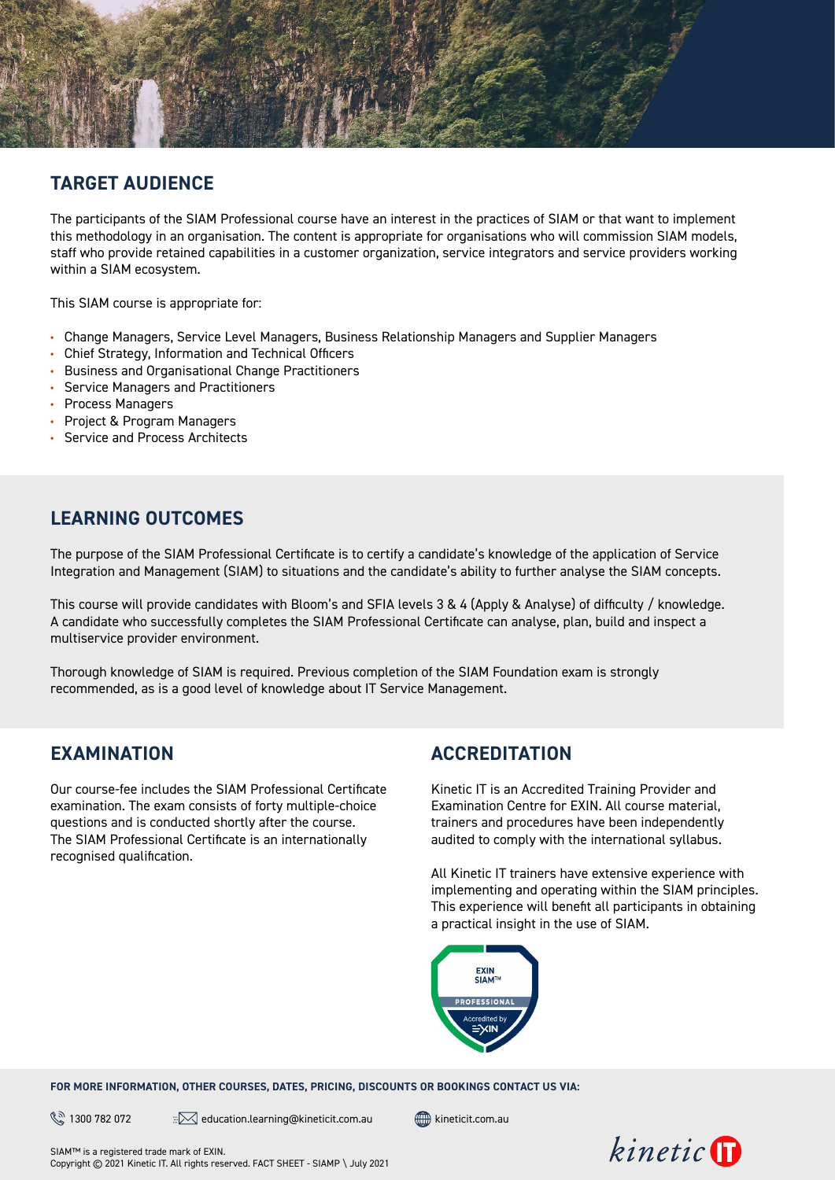## TARGET AUDIENCE

The participants of the SIAM Professional course have an interest in the practices of SIAM or that want to implement this methodology in an organisation. The content is appropriate for organisations who will commission SIAM models, staff who provide retained capabilities in a customer organization, service integrators and service providers working within a SIAM ecosystem.

This SIAM course is appropriate for:

- Change Managers, Service Level Managers, Business Relationship Managers and Supplier Managers
- Chief Strategy, Information and Technical Officers
- Business and Organisational Change Practitioners
- Service Managers and Practitioners
- Process Managers
- Project & Program Managers
- Service and Process Architects

## LEARNING OUTCOMES

The purpose of the SIAM Professional Certificate is to certify a candidate's knowledge of the application of Service Integration and Management (SIAM) to situations and the candidate's ability to further analyse the SIAM concepts.

This course will provide candidates with Bloom's and SFIA levels 3 & 4 (Apply & Analyse) of difficulty / knowledge. A candidate who successfully completes the SIAM Professional Certificate can analyse, plan, build and inspect a multiservice provider environment.

Thorough knowledge of SIAM is required. Previous completion of the SIAM Foundation exam is strongly recommended, as is a good level of knowledge about IT Service Management.

## EXAMINATION

Our course-fee includes the SIAM Professional Certificate examination. The exam consists of forty multiple-choice questions and is conducted shortly after the course. The SIAM Professional Certificate is an internationally recognised qualification.

## ACCREDITATION

Kinetic IT is an Accredited Training Provider and Examination Centre for EXIN. All course material, trainers and procedures have been independently audited to comply with the international syllabus.

All Kinetic IT trainers have extensive experience with implementing and operating within the SIAM principles. This experience will benefit all participants in obtaining a practical insight in the use of SIAM.

EXIN SIAM™ PROFESSIONAL Accredited by EXIN

**FOR MORE INFORMATION, OTHER COURSES, DATES, PRICING, DISCOUNTS OR BOOKINGS CONTACT US VIA:**

1300 782 072 | education.learning@kineticit.com.au | kineticit.com.au

SIAM™ is a registered trade mark of EXIN.
Copyright © 2021 Kinetic IT. All rights reserved. FACT SHEET - SIAMP \ July 2021

kinetic IT